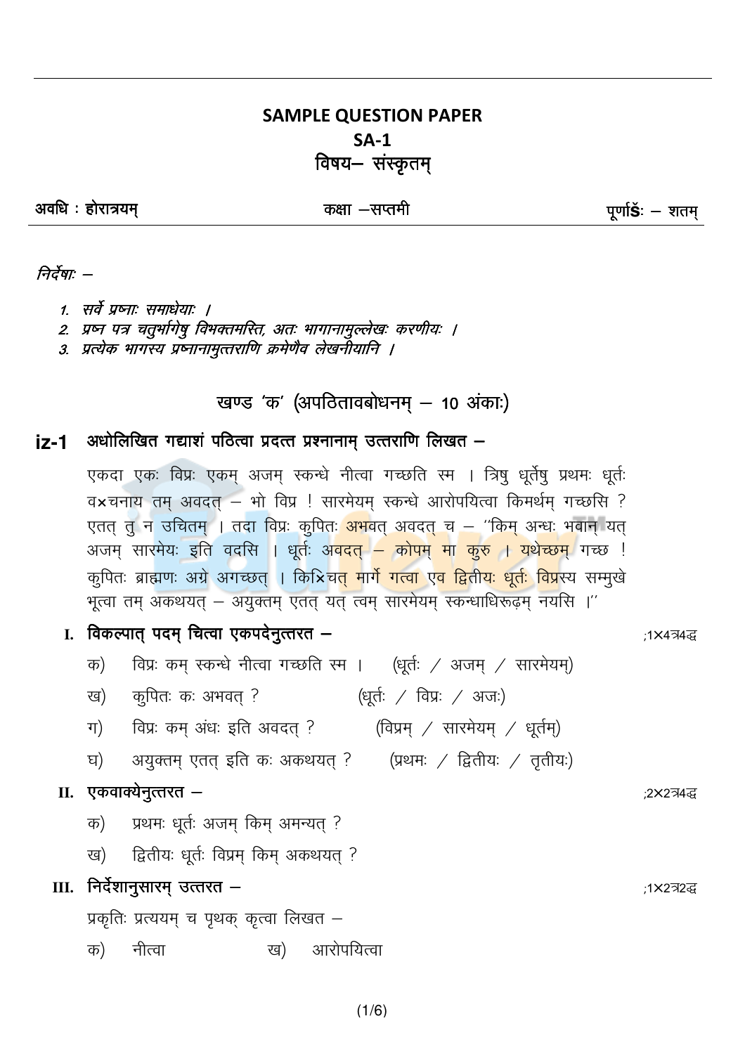# SAMPLE QUESTION PAPER
## SA-1
## विषय– संस्कृतम्

**अवधि : होरात्रयम्** &nbsp;&nbsp;&nbsp;&nbsp; **कक्षा –सप्तमी** &nbsp;&nbsp;&nbsp;&nbsp; **पूर्णाङ्कः – शतम्**

*निर्देषाः –*

1. *सर्वे प्रष्नाः समाधेयाः ।*
2. *प्रष्न पत्र चतुर्भागेषु विभक्तमस्ति, अतः भागानामुल्लेखः करणीयः ।*
3. *प्रत्येक भागस्य प्रष्नानामुत्तराणि क्रमेणैव लेखनीयानि ।*

### खण्ड 'क' (अपठितावबोधनम् – 10 अंकाः)

**iz-1 अधोलिखित गद्याशं पठित्वा प्रदत्त प्रश्नानाम् उत्तराणि लिखत –**

एकदा एकः विप्रः एकम् अजम् स्कन्धे नीत्वा गच्छति स्म । त्रिषु धूर्तेषु प्रथमः धूर्तः वञ्चनाय तम् अवदत् – भो विप्र ! सारमेयम् स्कन्धे आरोपयित्वा किमर्थम् गच्छसि ? एतत् तु न उचितम् । तदा विप्रः कुपितः अभवत् अवदत् च – "किम् अन्धः भवान् यत् अजम् सारमेयः इति वदसि । धूर्तः अवदत् – कोपम् मा कुरु । यथेच्छम् गच्छ ! कुपितः ब्राह्मणः अग्रे अगच्छत् । किञ्चित् मार्गे गत्वा एव द्वितीयः धूर्तः विप्रस्य सम्मुखे भूत्वा तम् अकथयत् – अयुक्तम् एतत् यत् त्वम् सारमेयम् स्कन्धाधिरूढ़म् नयसि ।"

**I. विकल्पात् पदम् चित्वा एकपदेनुत्तरत –** (1×4=4)

क) विप्रः कम् स्कन्धे नीत्वा गच्छति स्म । (धूर्तः / अजम् / सारमेयम्)

ख) कुपितः कः अभवत् ? (धूर्तः / विप्रः / अजः)

ग) विप्रः कम् अंधः इति अवदत् ? (विप्रम् / सारमेयम् / धूर्तम्)

घ) अयुक्तम् एतत् इति कः अकथयत् ? (प्रथमः / द्वितीयः / तृतीयः)

**II. एकवाक्येनुत्तरत –** (2×2=4)

क) प्रथमः धूर्तः अजम् किम् अमन्यत् ?

ख) द्वितीयः धूर्तः विप्रम् किम् अकथयत् ?

**III. निर्देशानुसारम् उत्तरत –** (1×2=2)

प्रकृतिः प्रत्ययम् च पृथक् कृत्वा लिखत –

क) नीत्वा &nbsp;&nbsp;&nbsp;&nbsp; ख) आरोपयित्वा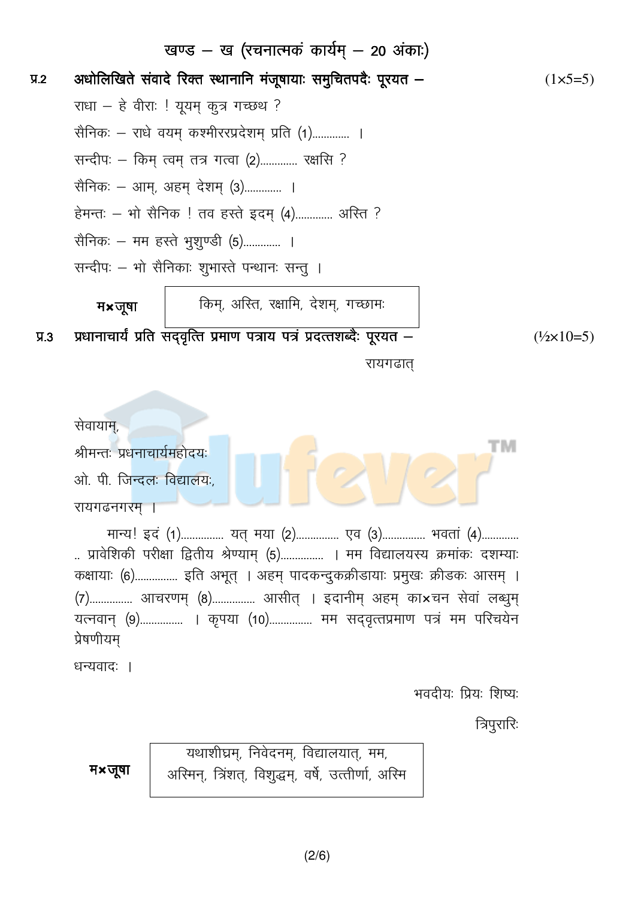## खण्ड – ख (रचनात्मकं कार्यम् – 20 अंकाः)

**प्र.2 अधोलिखिते संवादे रिक्त स्थानानि मंजूषायाः समुचितपदैः पूरयत –** (1×5=5)

राधा – हे वीराः ! यूयम् कुत्र गच्छथ ?

सैनिकः – राधे वयम् कश्मीररप्रदेशम् प्रति (1)............ ।

सन्दीपः – किम् त्वम् तत्र गत्वा (2)............ रक्षसि ?

सैनिकः – आम्, अहम् देशम् (3)............ ।

हेमन्तः – भो सैनिक ! तव हस्ते इदम् (4)............ अस्ति ?

सैनिकः – मम हस्ते भुशुण्डी (5)............ ।

सन्दीपः – भो सैनिकाः शुभास्ते पन्थानः सन्तु ।

| मञ्जूषा | किम्, अस्ति, रक्षामि, देशम्, गच्छामः |
|---|---|

**प्र.3 प्रधानाचार्यं प्रति सद्वृत्ति प्रमाण पत्राय पत्रं प्रदत्तशब्दैः पूरयत –** (½×10=5)

रायगढात्

सेवायाम्,

श्रीमन्तः प्रधनाचार्यमहोदयः

ओ. पी. जिन्दलः विद्यालयः,

रायगढनगरम् ।

मान्य! इदं (1)............... यत् मया (2)............... एव (3)............... भवतां (4)............... प्रावेशिकी परीक्षा द्वितीय श्रेण्याम् (5)............... । मम विद्यालयस्य क्रमांकः दशम्याः कक्षायाः (6)............... इति अभूत् । अहम् पादकन्दुकक्रीडायाः प्रमुखः क्रीडकः आसम् । (7)............... आचरणम् (8)............... आसीत् । इदानीम् अहम् काञ्चन सेवां लब्धुम् यत्नवान् (9)............... । कृपया (10)............... मम सद्वृत्तप्रमाण पत्रं मम परिचयेन प्रेषणीयम्

धन्यवादः ।

भवदीयः प्रियः शिष्यः

त्रिपुरारिः

| मञ्जूषा | यथाशीघ्रम्, निवेदनम्, विद्यालयात्, मम, अस्मिन्, त्रिंशत्, विशुद्धम्, वर्षे, उत्तीर्णा, अस्मि |
|---|---|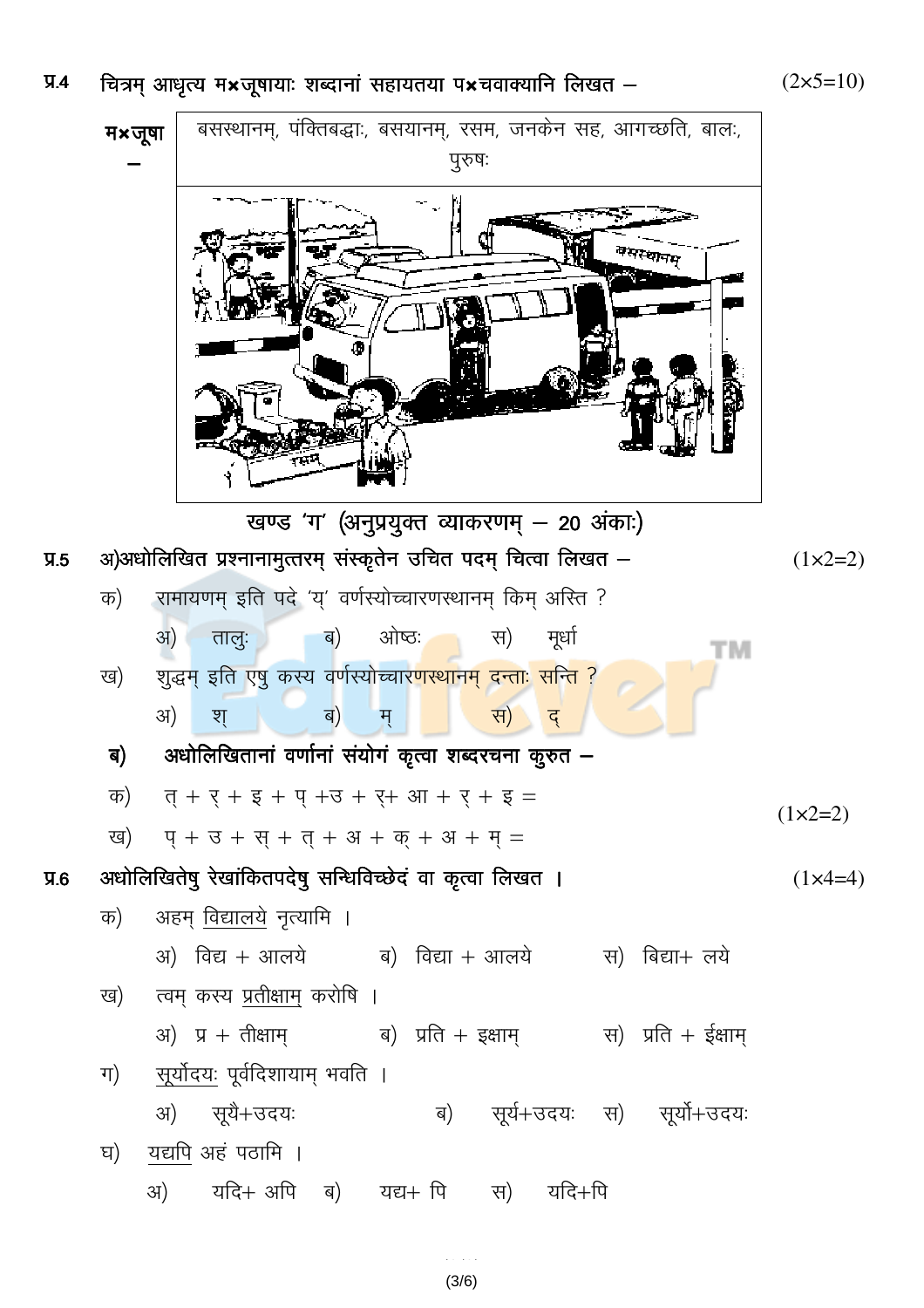**प्र.4** चित्रम् आधृत्य म×जूषायाः शब्दानां सहायतया प×चवाक्यानि लिखत – (2×5=10)

| म×जूषा – | बसस्थानम्, पंक्तिबद्धाः, बसयानम्, रसम, जनकेन सह, आगच्छति, बालः, पुरुषः |
|---|---|

## खण्ड 'ग' (अनुप्रयुक्त व्याकरणम् – 20 अंकाः)

**प्र.5** अ)अधोलिखित प्रश्नानामुत्तरम् संस्कृतेन उचित पदम् चित्वा लिखत – (1×2=2)

क) रामायणम् इति पदे 'य' वर्णस्योच्चारणस्थानम् किम् अस्ति ?

अ) तालुः ब) ओष्ठः स) मूर्धा

ख) शुद्धम् इति एषु कस्य वर्णस्योच्चारणस्थानम् दन्ताः सन्ति ?

अ) श् ब) म् स) द्

**ब)** **अधोलिखितानां वर्णानां संयोगं कृत्वा शब्दरचना कुरुत –** (1×2=2)

क) त् + र् + इ + प् +उ + र्+ आ + र् + इ =

ख) प् + उ + स् + त् + अ + क् + अ + म् =

**प्र.6** अधोलिखितेषु रेखांकितपदेषु सन्धिविच्छेदं वा कृत्वा लिखत । (1×4=4)

क) अहम् <u>विद्यालये</u> नृत्यामि ।

अ) विद्य + आलये ब) विद्या + आलये स) बिद्या+ लये

ख) त्वम् कस्य <u>प्रतीक्षाम्</u> करोषि ।

अ) प्र + तीक्षाम् ब) प्रति + इक्षाम् स) प्रति + ईक्षाम्

ग) <u>सूर्योदयः</u> पूर्वदिशायाम् भवति ।

अ) सूयै+उदयः ब) सूर्य+उदयः स) सूर्यो+उदयः

घ) <u>यद्यपि</u> अहं पठामि ।

अ) यदि+ अपि ब) यद्य+ पि स) यदि+पि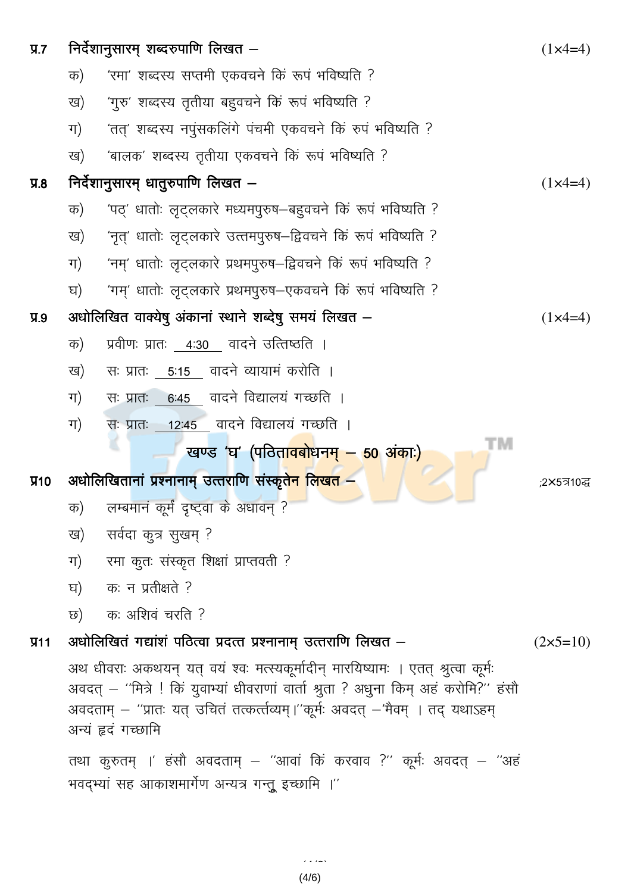**प्र.7 निर्देशानुसारम् शब्दरुपाणि लिखत –** (1×4=4)

क) 'रमा' शब्दस्य सप्तमी एकवचने किं रूपं भविष्यति ?

ख) 'गुरु' शब्दस्य तृतीया बहुवचने किं रूपं भविष्यति ?

ग) 'तत्' शब्दस्य नपुंसकलिंगे पंचमी एकवचने किं रुपं भविष्यति ?

ख) 'बालक' शब्दस्य तृतीया एकवचने किं रूपं भविष्यति ?

**प्र.8 निर्देशानुसारम् धातुरुपाणि लिखत –** (1×4=4)

क) 'पठ्' धातोः लृट्लकारे मध्यमपुरुष–बहुवचने किं रूपं भविष्यति ?

ख) 'नृत्' धातोः लृट्लकारे उत्तमपुरुष–द्विवचने किं रूपं भविष्यति ?

ग) 'नम्' धातोः लृट्लकारे प्रथमपुरुष–द्विवचने किं रूपं भविष्यति ?

घ) 'गम्' धातोः लृट्लकारे प्रथमपुरुष–एकवचने किं रूपं भविष्यति ?

**प्र.9 अधोलिखित वाक्येषु अंकानां स्थाने शब्देषु समयं लिखत –** (1×4=4)

क) प्रवीणः प्रातः <u>4:30</u> वादने उत्तिष्ठति ।

ख) सः प्रातः <u>5:15</u> वादने व्यायामं करोति ।

ग) सः प्रातः <u>6:45</u> वादने विद्यालयं गच्छति ।

ग) सः प्रातः <u>12:45</u> वादने विद्यालयं गच्छति ।

## खण्ड 'घ' (पठितावबोधनम् – 50 अंकाः)

**प्र10 अधोलिखितानां प्रश्नानाम् उत्तराणि संस्कृतेन लिखत –** ;2×5त्र10द्ध

क) लम्बमानं कूर्मं दृष्ट्वा के अधावन् ?

ख) सर्वदा कुत्र सुखम् ?

ग) रमा कुतः संस्कृत शिक्षां प्राप्तवती ?

घ) कः न प्रतीक्षते ?

छ) कः अशिवं चरति ?

**प्र11 अधोलिखितं गद्यांशं पठित्वा प्रदत्त प्रश्नानाम् उत्तराणि लिखत –** (2×5=10)

अथ धीवराः अकथयन् यत् वयं श्वः मत्स्यकूर्मादीन् मारयिष्यामः । एतत् श्रुत्वा कूर्मः अवदत् – "मित्रे ! किं युवाभ्यां धीवराणां वार्ता श्रुता ? अधुना किम् अहं करोमि?" हंसौ अवदताम् – "प्रातः यत् उचितं तत्कर्त्तव्यम्।"कूर्मः अवदत् –'मैवम् । तद् यथाऽहम् अन्यं ह्रदं गच्छामि

तथा कुरुतम् ।' हंसौ अवदताम् – "आवां किं करवाव ?" कूर्मः अवदत् – "अहं भवद्भ्यां सह आकाशमार्गेण अन्यत्र गन्तुं इच्छामि ।"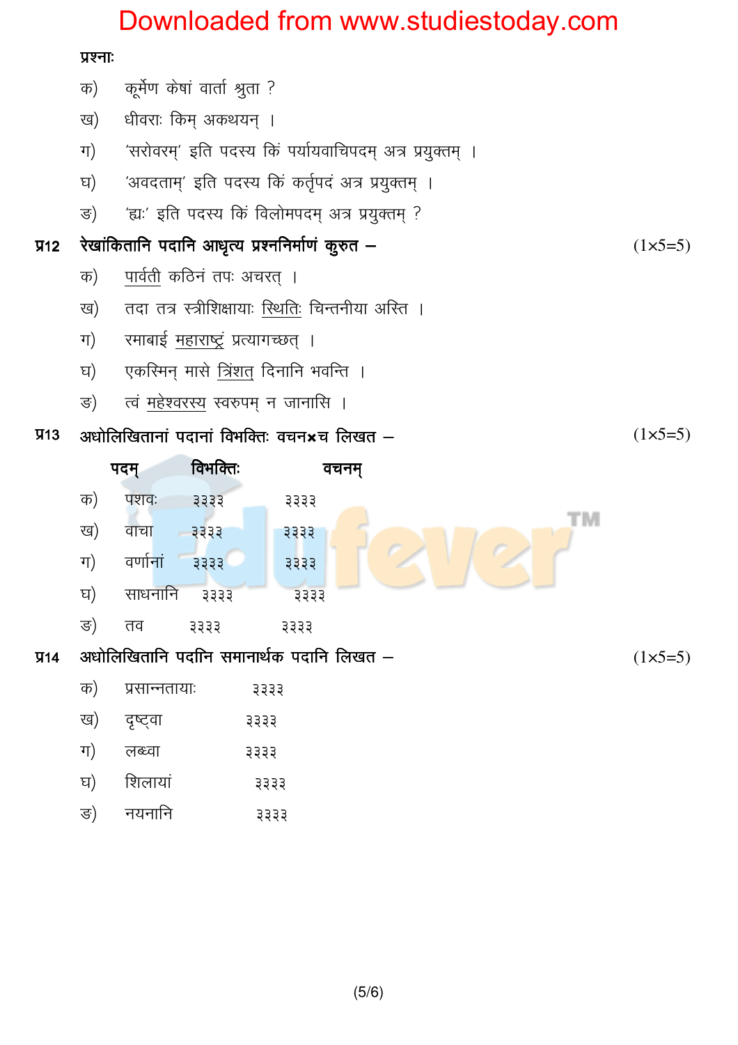प्रश्नाः

क) कूर्मेण केषां वार्ता श्रुता ?

ख) धीवराः किम् अकथयन् ।

ग) 'सरोवरम्' इति पदस्य किं पर्यायवाचिपदम् अत्र प्रयुक्तम् ।

घ) 'अवदताम्' इति पदस्य किं कर्तृपदं अत्र प्रयुक्तम् ।

ङ) 'ह्यः' इति पदस्य किं विलोमपदम् अत्र प्रयुक्तम् ?

**प्र12 रेखांकितानि पदानि आधृत्य प्रश्ननिर्माणं कुरुत –** (1×5=5)

क) <u>पार्वती</u> कठिनं तपः अचरत् ।

ख) तदा तत्र स्त्रीशिक्षायाः <u>स्थितिः</u> चिन्तनीया अस्ति ।

ग) रमाबाई <u>महाराष्ट्रं</u> प्रत्यागच्छत् ।

घ) एकस्मिन् मासे <u>त्रिंशत्</u> दिनानि भवन्ति ।

ङ) त्वं <u>महेश्वरस्य</u> स्वरुपम् न जानासि ।

**प्र13 अधोलिखितानां पदानां विभक्तिः वचनञ्च लिखत –** (1×5=5)

| | पदम् | विभक्तिः | वचनम् |
|---|---|---|---|
| क) | पशवः | ३३३३ | ३३३३ |
| ख) | वाचा | ३३३३ | ३३३३ |
| ग) | वर्णानां | ३३३३ | ३३३३ |
| घ) | साधनानि | ३३३३ | ३३३३ |
| ङ) | तव | ३३३३ | ३३३३ |

**प्र14 अधोलिखितानि पदानि समानार्थक पदानि लिखत –** (1×5=5)

क) प्रसान्नतायाः ३३३३

ख) दृष्ट्वा ३३३३

ग) लब्ध्वा ३३३३

घ) शिलायां ३३३३

ङ) नयनानि ३३३३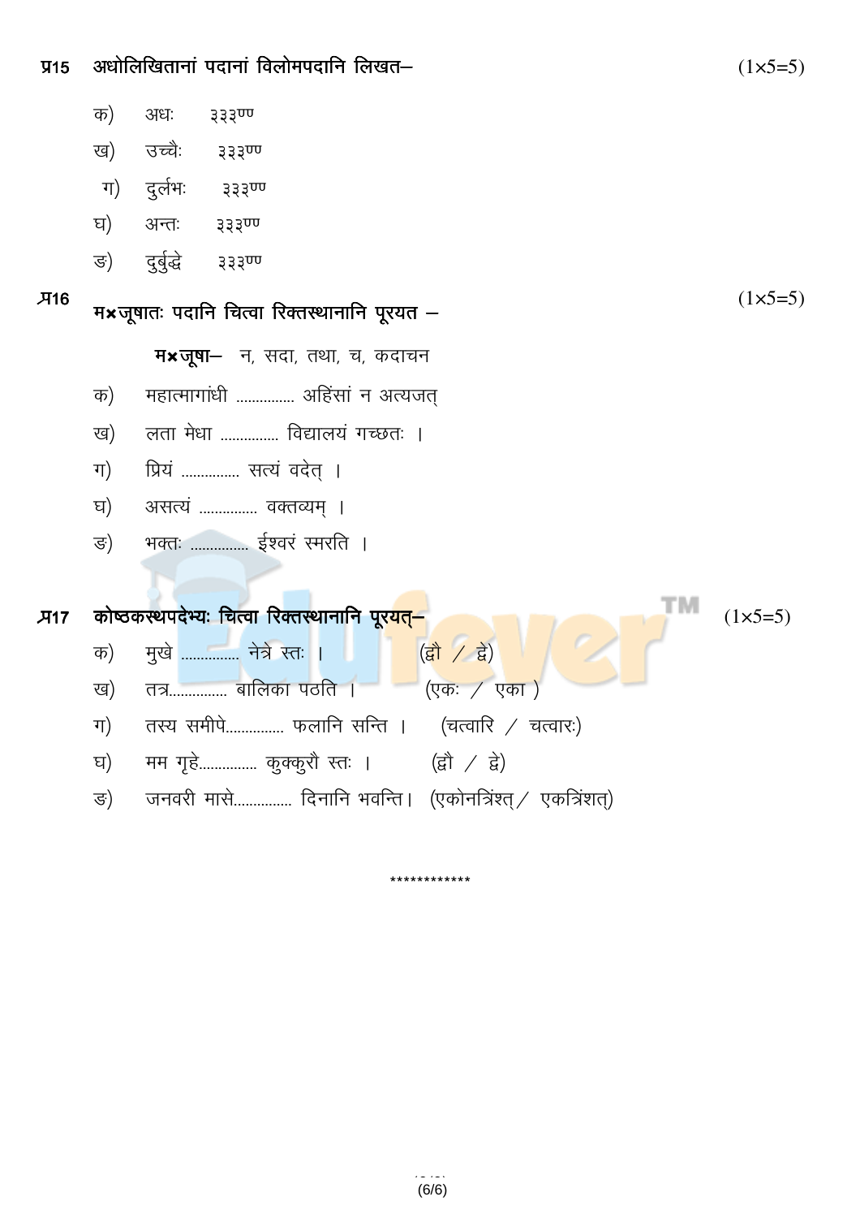**प्र15 अधोलिखितानां पदानां विलोमपदानि लिखत–** (1×5=5)

क) अधः ३३३ण्ण

ख) उच्चैः ३३३ण्ण

ग) दुर्लभः ३३३ण्ण

घ) अन्तः ३३३ण्ण

ङ) दुर्बुद्धे ३३३ण्ण

**प्र16 म×जूषातः पदानि चित्वा रिक्तस्थानानि पूरयत –** (1×5=5)

**म×जूषा–** न, सदा, तथा, च, कदाचन

क) महात्मागांधी ............... अहिंसां न अत्यजत्

ख) लता मेधा ............... विद्यालयं गच्छतः ।

ग) प्रियं ............... सत्यं वदेत् ।

घ) असत्यं ............... वक्तव्यम् ।

ङ) भक्तः ............... ईश्वरं स्मरति ।

**प्र17 कोष्ठकस्थपदेभ्यः चित्वा रिक्तस्थानानि पूरयत्–** (1×5=5)

क) मुखे ............... नेत्रे स्तः । (द्वौ / द्वे)

ख) तत्र............... बालिका पठति । (एकः / एका )

ग) तस्य समीपे............... फलानि सन्ति । (चत्वारि / चत्वारः)

घ) मम गृहे............... कुक्कुरौ स्तः । (द्वौ / द्वे)

ङ) जनवरी मासे............... दिनानि भवन्ति। (एकोनत्रिंशत्/ एकत्रिंशत्)

************